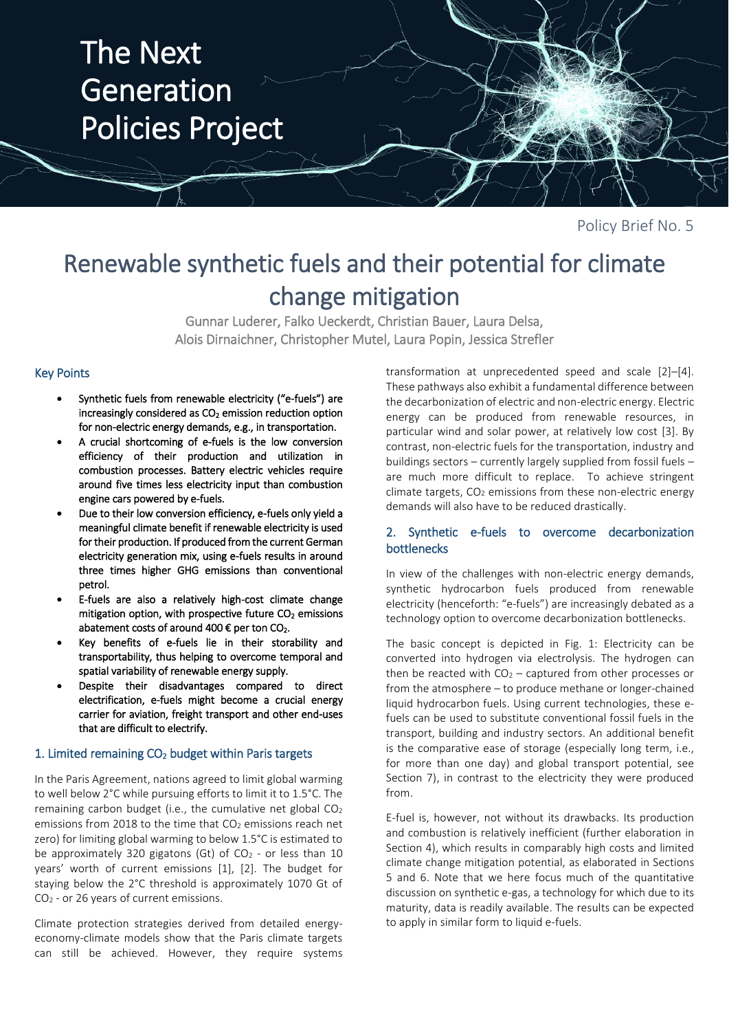# The Next Generation Policies Project

Policy Brief No. 5

# Renewable synthetic fuels and their potential for climate change mitigation

Gunnar Luderer, Falko Ueckerdt, Christian Bauer, Laura Delsa, Alois Dirnaichner, Christopher Mutel, Laura Popin, Jessica Strefler

## Key Points

- Synthetic fuels from renewable electricity ("e-fuels") are increasingly considered as $CO_2$ emission reduction option for non-electric energy demands, e.g., in transportation.
- A crucial shortcoming of e-fuels is the low conversion efficiency of their production and utilization in combustion processes. Battery electric vehicles require around five times less electricity input than combustion engine cars powered by e-fuels.
- Due to their low conversion efficiency, e-fuels only yield a meaningful climate benefit if renewable electricity is used for their production. If produced from the current German electricity generation mix, using e-fuels results in around three times higher GHG emissions than conventional petrol.
- E-fuels are also a relatively high-cost climate change mitigation option, with prospective future $CO_2$ emissions abatement costs of around 400 € per ton $CO_2$.
- Key benefits of e-fuels lie in their storability and transportability, thus helping to overcome temporal and spatial variability of renewable energy supply.
- Despite their disadvantages compared to direct electrification, e-fuels might become a crucial energy carrier for aviation, freight transport and other end-uses that are difficult to electrify.

## 1. Limited remaining $CO_2$ budget within Paris targets

In the Paris Agreement, nations agreed to limit global warming to well below 2°C while pursuing efforts to limit it to 1.5°C. The remaining carbon budget (i.e., the cumulative net global $CO_2$ emissions from 2018 to the time that $CO_2$ emissions reach net zero) for limiting global warming to below 1.5°C is estimated to be approximately 320 gigatons (Gt) of $CO_2$ - or less than 10 years' worth of current emissions [1], [2]. The budget for staying below the 2°C threshold is approximately 1070 Gt of $CO_2$ - or 26 years of current emissions.

Climate protection strategies derived from detailed energy-economy-climate models show that the Paris climate targets can still be achieved. However, they require systems transformation at unprecedented speed and scale [2]–[4]. These pathways also exhibit a fundamental difference between the decarbonization of electric and non-electric energy. Electric energy can be produced from renewable resources, in particular wind and solar power, at relatively low cost [3]. By contrast, non-electric fuels for the transportation, industry and buildings sectors – currently largely supplied from fossil fuels – are much more difficult to replace. To achieve stringent climate targets, $CO_2$ emissions from these non-electric energy demands will also have to be reduced drastically.

## 2. Synthetic e-fuels to overcome decarbonization bottlenecks

In view of the challenges with non-electric energy demands, synthetic hydrocarbon fuels produced from renewable electricity (henceforth: "e-fuels") are increasingly debated as a technology option to overcome decarbonization bottlenecks.

The basic concept is depicted in Fig. 1: Electricity can be converted into hydrogen via electrolysis. The hydrogen can then be reacted with $CO_2$ – captured from other processes or from the atmosphere – to produce methane or longer-chained liquid hydrocarbon fuels. Using current technologies, these e-fuels can be used to substitute conventional fossil fuels in the transport, building and industry sectors. An additional benefit is the comparative ease of storage (especially long term, i.e., for more than one day) and global transport potential, see Section 7), in contrast to the electricity they were produced from.

E-fuel is, however, not without its drawbacks. Its production and combustion is relatively inefficient (further elaboration in Section 4), which results in comparably high costs and limited climate change mitigation potential, as elaborated in Sections 5 and 6. Note that we here focus much of the quantitative discussion on synthetic e-gas, a technology for which due to its maturity, data is readily available. The results can be expected to apply in similar form to liquid e-fuels.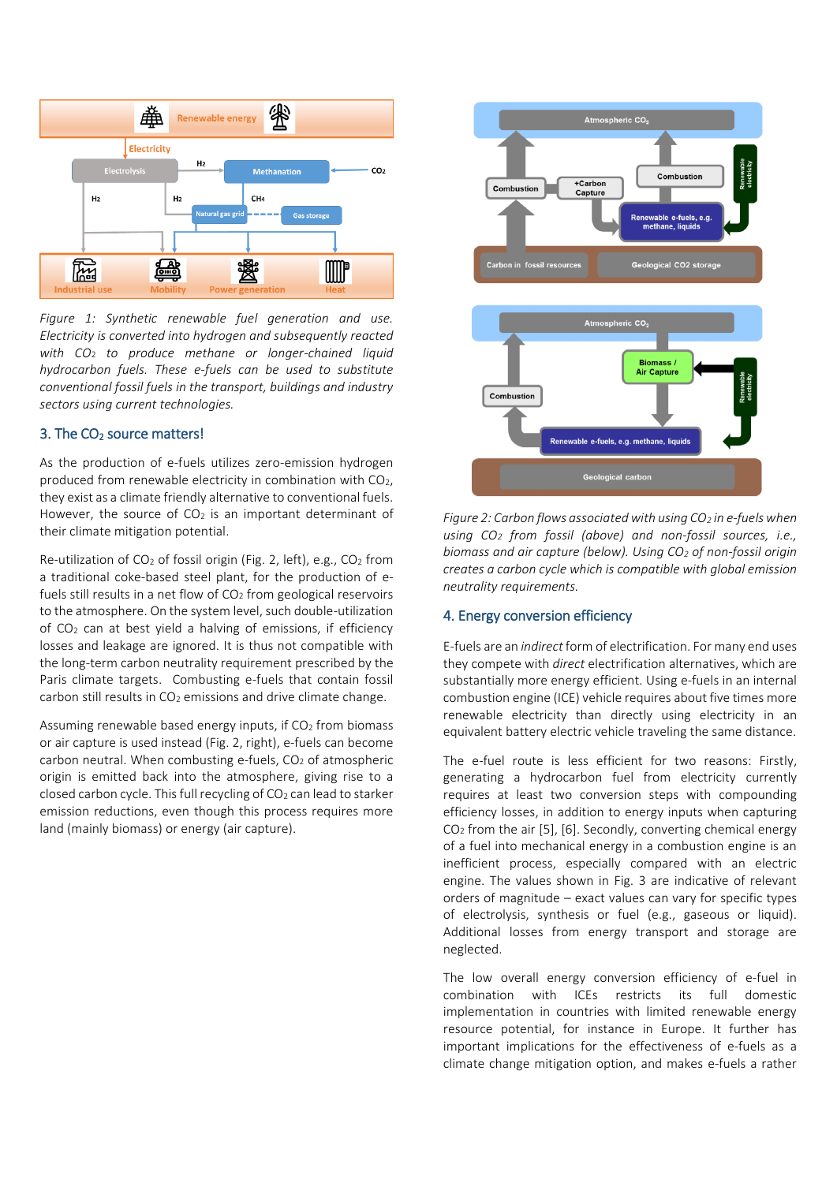*Figure 1: Synthetic renewable fuel generation and use. Electricity is converted into hydrogen and subsequently reacted with $CO_2$ to produce methane or longer-chained liquid hydrocarbon fuels. These e-fuels can be used to substitute conventional fossil fuels in the transport, buildings and industry sectors using current technologies.*

## 3. The $CO_2$ source matters!

As the production of e-fuels utilizes zero-emission hydrogen produced from renewable electricity in combination with $CO_2$, they exist as a climate friendly alternative to conventional fuels. However, the source of $CO_2$ is an important determinant of their climate mitigation potential.

Re-utilization of $CO_2$ of fossil origin (Fig. 2, left), e.g., $CO_2$ from a traditional coke-based steel plant, for the production of e-fuels still results in a net flow of $CO_2$ from geological reservoirs to the atmosphere. On the system level, such double-utilization of $CO_2$ can at best yield a halving of emissions, if efficiency losses and leakage are ignored. It is thus not compatible with the long-term carbon neutrality requirement prescribed by the Paris climate targets. Combusting e-fuels that contain fossil carbon still results in $CO_2$ emissions and drive climate change.

Assuming renewable based energy inputs, if $CO_2$ from biomass or air capture is used instead (Fig. 2, right), e-fuels can become carbon neutral. When combusting e-fuels, $CO_2$ of atmospheric origin is emitted back into the atmosphere, giving rise to a closed carbon cycle. This full recycling of $CO_2$ can lead to starker emission reductions, even though this process requires more land (mainly biomass) or energy (air capture).

*Figure 2: Carbon flows associated with using $CO_2$ in e-fuels when using $CO_2$ from fossil (above) and non-fossil sources, i.e., biomass and air capture (below). Using $CO_2$ of non-fossil origin creates a carbon cycle which is compatible with global emission neutrality requirements.*

## 4. Energy conversion efficiency

E-fuels are an *indirect* form of electrification. For many end uses they compete with *direct* electrification alternatives, which are substantially more energy efficient. Using e-fuels in an internal combustion engine (ICE) vehicle requires about five times more renewable electricity than directly using electricity in an equivalent battery electric vehicle traveling the same distance.

The e-fuel route is less efficient for two reasons: Firstly, generating a hydrocarbon fuel from electricity currently requires at least two conversion steps with compounding efficiency losses, in addition to energy inputs when capturing $CO_2$ from the air [5], [6]. Secondly, converting chemical energy of a fuel into mechanical energy in a combustion engine is an inefficient process, especially compared with an electric engine. The values shown in Fig. 3 are indicative of relevant orders of magnitude – exact values can vary for specific types of electrolysis, synthesis or fuel (e.g., gaseous or liquid). Additional losses from energy transport and storage are neglected.

The low overall energy conversion efficiency of e-fuel in combination with ICEs restricts its full domestic implementation in countries with limited renewable energy resource potential, for instance in Europe. It further has important implications for the effectiveness of e-fuels as a climate change mitigation option, and makes e-fuels a rather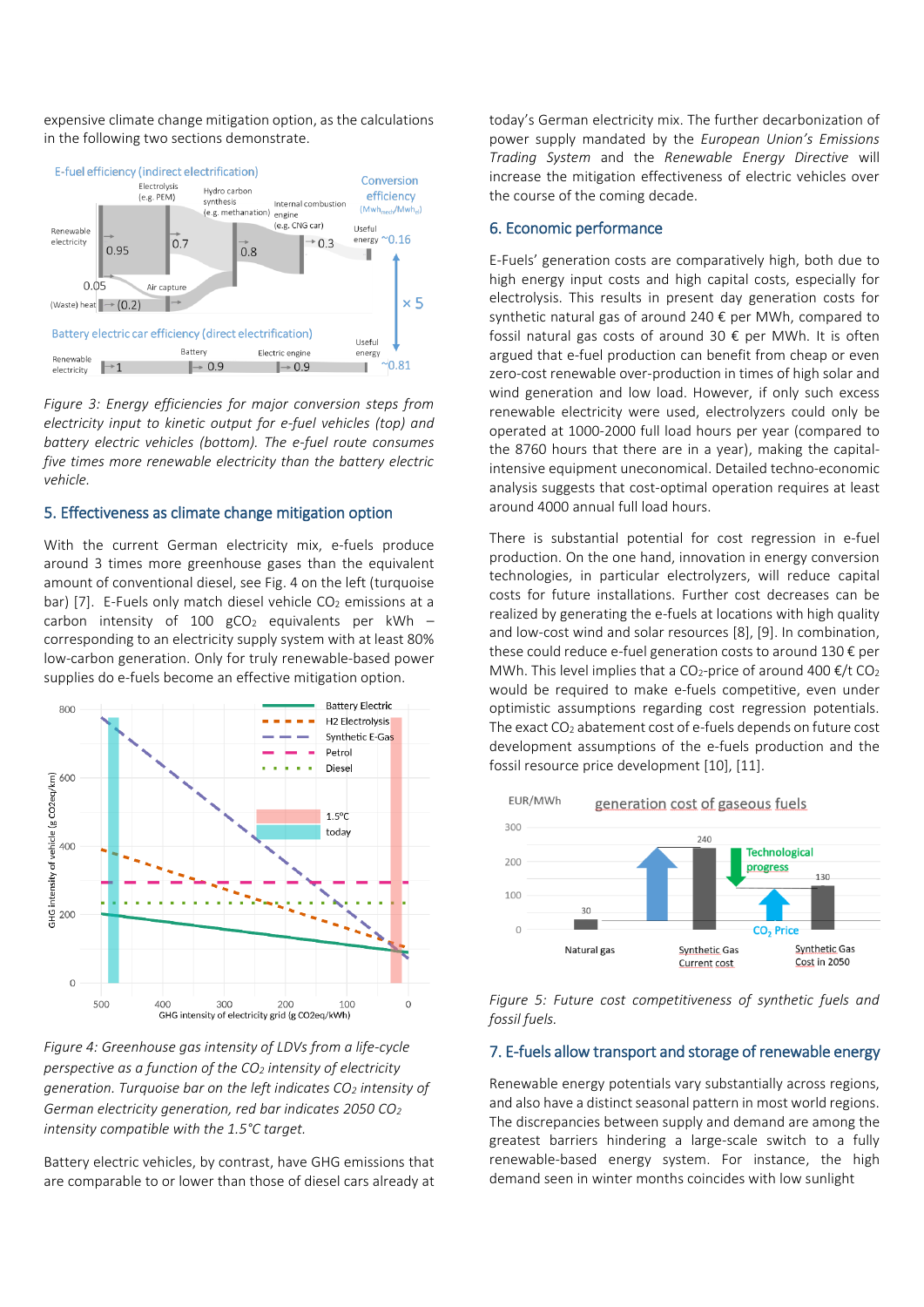expensive climate change mitigation option, as the calculations in the following two sections demonstrate.

*Figure 3: Energy efficiencies for major conversion steps from electricity input to kinetic output for e-fuel vehicles (top) and battery electric vehicles (bottom). The e-fuel route consumes five times more renewable electricity than the battery electric vehicle.*

## 5. Effectiveness as climate change mitigation option

With the current German electricity mix, e-fuels produce around 3 times more greenhouse gases than the equivalent amount of conventional diesel, see Fig. 4 on the left (turquoise bar) [7]. E-Fuels only match diesel vehicle $CO_2$ emissions at a carbon intensity of 100 $gCO_2$ equivalents per kWh – corresponding to an electricity supply system with at least 80% low-carbon generation. Only for truly renewable-based power supplies do e-fuels become an effective mitigation option.

*Figure 4: Greenhouse gas intensity of LDVs from a life-cycle perspective as a function of the $CO_2$ intensity of electricity generation. Turquoise bar on the left indicates $CO_2$ intensity of German electricity generation, red bar indicates 2050 $CO_2$ intensity compatible with the 1.5°C target.*

Battery electric vehicles, by contrast, have GHG emissions that are comparable to or lower than those of diesel cars already at today's German electricity mix. The further decarbonization of power supply mandated by the *European Union's Emissions Trading System* and the *Renewable Energy Directive* will increase the mitigation effectiveness of electric vehicles over the course of the coming decade.

## 6. Economic performance

E-Fuels' generation costs are comparatively high, both due to high energy input costs and high capital costs, especially for electrolysis. This results in present day generation costs for synthetic natural gas of around 240 € per MWh, compared to fossil natural gas costs of around 30 € per MWh. It is often argued that e-fuel production can benefit from cheap or even zero-cost renewable over-production in times of high solar and wind generation and low load. However, if only such excess renewable electricity were used, electrolyzers could only be operated at 1000-2000 full load hours per year (compared to the 8760 hours that there are in a year), making the capital-intensive equipment uneconomical. Detailed techno-economic analysis suggests that cost-optimal operation requires at least around 4000 annual full load hours.

There is substantial potential for cost regression in e-fuel production. On the one hand, innovation in energy conversion technologies, in particular electrolyzers, will reduce capital costs for future installations. Further cost decreases can be realized by generating the e-fuels at locations with high quality and low-cost wind and solar resources [8], [9]. In combination, these could reduce e-fuel generation costs to around 130 € per MWh. This level implies that a $CO_2$-price of around 400 €/t $CO_2$ would be required to make e-fuels competitive, even under optimistic assumptions regarding cost regression potentials. The exact $CO_2$ abatement cost of e-fuels depends on future cost development assumptions of the e-fuels production and the fossil resource price development [10], [11].

*Figure 5: Future cost competitiveness of synthetic fuels and fossil fuels.*

## 7. E-fuels allow transport and storage of renewable energy

Renewable energy potentials vary substantially across regions, and also have a distinct seasonal pattern in most world regions. The discrepancies between supply and demand are among the greatest barriers hindering a large-scale switch to a fully renewable-based energy system. For instance, the high demand seen in winter months coincides with low sunlight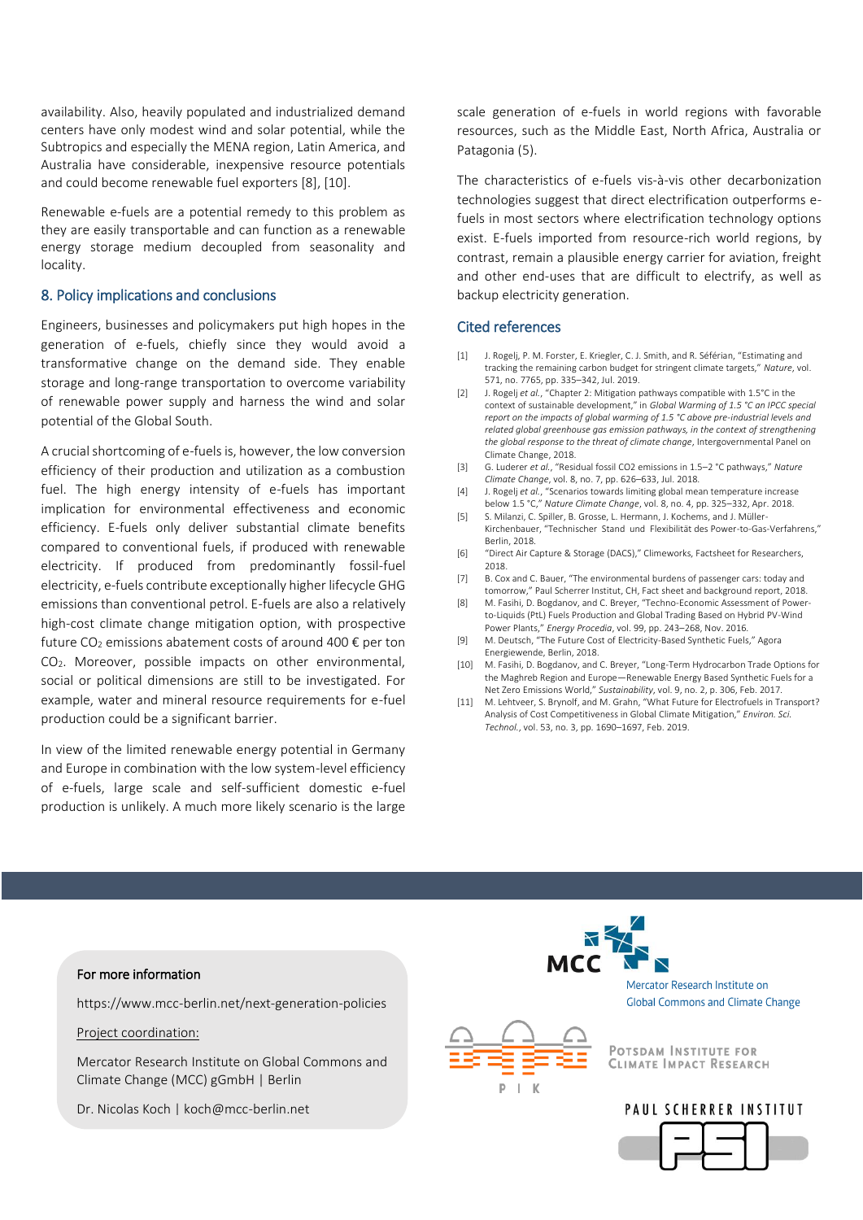availability. Also, heavily populated and industrialized demand centers have only modest wind and solar potential, while the Subtropics and especially the MENA region, Latin America, and Australia have considerable, inexpensive resource potentials and could become renewable fuel exporters [8], [10].

Renewable e-fuels are a potential remedy to this problem as they are easily transportable and can function as a renewable energy storage medium decoupled from seasonality and locality.

## 8. Policy implications and conclusions

Engineers, businesses and policymakers put high hopes in the generation of e-fuels, chiefly since they would avoid a transformative change on the demand side. They enable storage and long-range transportation to overcome variability of renewable power supply and harness the wind and solar potential of the Global South.

A crucial shortcoming of e-fuels is, however, the low conversion efficiency of their production and utilization as a combustion fuel. The high energy intensity of e-fuels has important implication for environmental effectiveness and economic efficiency. E-fuels only deliver substantial climate benefits compared to conventional fuels, if produced with renewable electricity. If produced from predominantly fossil-fuel electricity, e-fuels contribute exceptionally higher lifecycle GHG emissions than conventional petrol. E-fuels are also a relatively high-cost climate change mitigation option, with prospective future $CO_2$ emissions abatement costs of around 400 € per ton $CO_2$. Moreover, possible impacts on other environmental, social or political dimensions are still to be investigated. For example, water and mineral resource requirements for e-fuel production could be a significant barrier.

In view of the limited renewable energy potential in Germany and Europe in combination with the low system-level efficiency of e-fuels, large scale and self-sufficient domestic e-fuel production is unlikely. A much more likely scenario is the large scale generation of e-fuels in world regions with favorable resources, such as the Middle East, North Africa, Australia or Patagonia (5).

The characteristics of e-fuels vis-à-vis other decarbonization technologies suggest that direct electrification outperforms e-fuels in most sectors where electrification technology options exist. E-fuels imported from resource-rich world regions, by contrast, remain a plausible energy carrier for aviation, freight and other end-uses that are difficult to electrify, as well as backup electricity generation.

## Cited references

[1] J. Rogelj, P. M. Forster, E. Kriegler, C. J. Smith, and R. Séférian, "Estimating and tracking the remaining carbon budget for stringent climate targets," *Nature*, vol. 571, no. 7765, pp. 335–342, Jul. 2019.

[2] J. Rogelj *et al.*, "Chapter 2: Mitigation pathways compatible with 1.5°C in the context of sustainable development," in *Global Warming of 1.5 °C an IPCC special report on the impacts of global warming of 1.5 °C above pre-industrial levels and related global greenhouse gas emission pathways, in the context of strengthening the global response to the threat of climate change*, Intergovernmental Panel on Climate Change, 2018.

[3] G. Luderer *et al.*, "Residual fossil CO2 emissions in 1.5–2 °C pathways," *Nature Climate Change*, vol. 8, no. 7, pp. 626–633, Jul. 2018.

[4] J. Rogelj *et al.*, "Scenarios towards limiting global mean temperature increase below 1.5 °C," *Nature Climate Change*, vol. 8, no. 4, pp. 325–332, Apr. 2018.

[5] S. Milanzi, C. Spiller, B. Grosse, L. Hermann, J. Kochems, and J. Müller-Kirchenbauer, "Technischer Stand und Flexibilität des Power-to-Gas-Verfahrens," Berlin, 2018.

[6] "Direct Air Capture & Storage (DACS)," Climeworks, Factsheet for Researchers, 2018.

[7] B. Cox and C. Bauer, "The environmental burdens of passenger cars: today and tomorrow," Paul Scherrer Institut, CH, Fact sheet and background report, 2018.

[8] M. Fasihi, D. Bogdanov, and C. Breyer, "Techno-Economic Assessment of Power-to-Liquids (PtL) Fuels Production and Global Trading Based on Hybrid PV-Wind Power Plants," *Energy Procedia*, vol. 99, pp. 243–268, Nov. 2016.

[9] M. Deutsch, "The Future Cost of Electricity-Based Synthetic Fuels," Agora Energiewende, Berlin, 2018.

[10] M. Fasihi, D. Bogdanov, and C. Breyer, "Long-Term Hydrocarbon Trade Options for the Maghreb Region and Europe—Renewable Energy Based Synthetic Fuels for a Net Zero Emissions World," *Sustainability*, vol. 9, no. 2, p. 306, Feb. 2017.

[11] M. Lehtveer, S. Brynolf, and M. Grahn, "What Future for Electrofuels in Transport? Analysis of Cost Competitiveness in Global Climate Mitigation," *Environ. Sci. Technol.*, vol. 53, no. 3, pp. 1690–1697, Feb. 2019.

**For more information**

https://www.mcc-berlin.net/next-generation-policies

Project coordination:

Mercator Research Institute on Global Commons and Climate Change (MCC) gGmbH | Berlin

Dr. Nicolas Koch | koch@mcc-berlin.net

MCC Mercator Research Institute on Global Commons and Climate Change

PIK Potsdam Institute for Climate Impact Research

Paul Scherrer Institut PSI